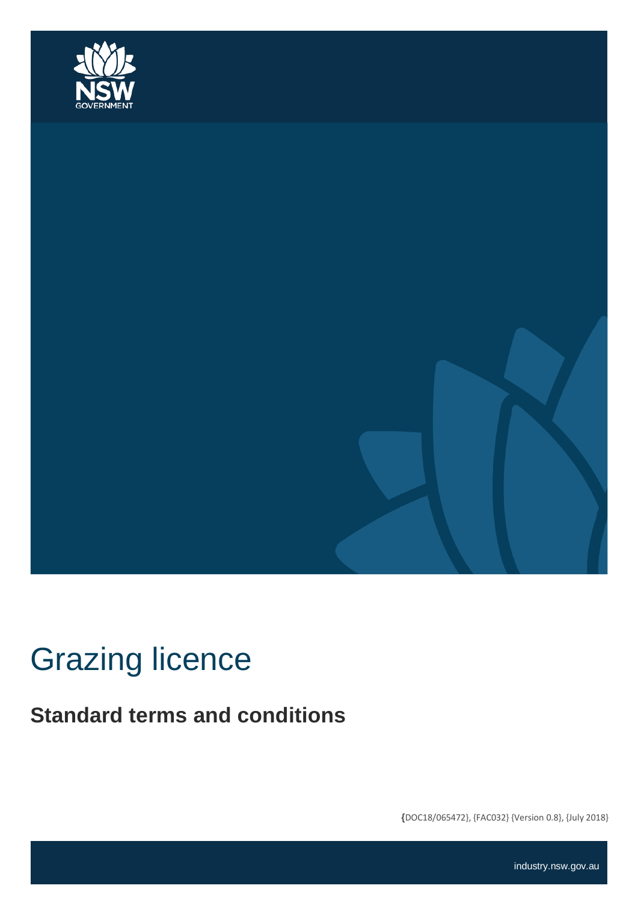# Grazing licence

## Standard terms and conditions

{DOC18/065472}, {FAC032} {Version 0.8}, {July 2018}

industry.nsw.gov.au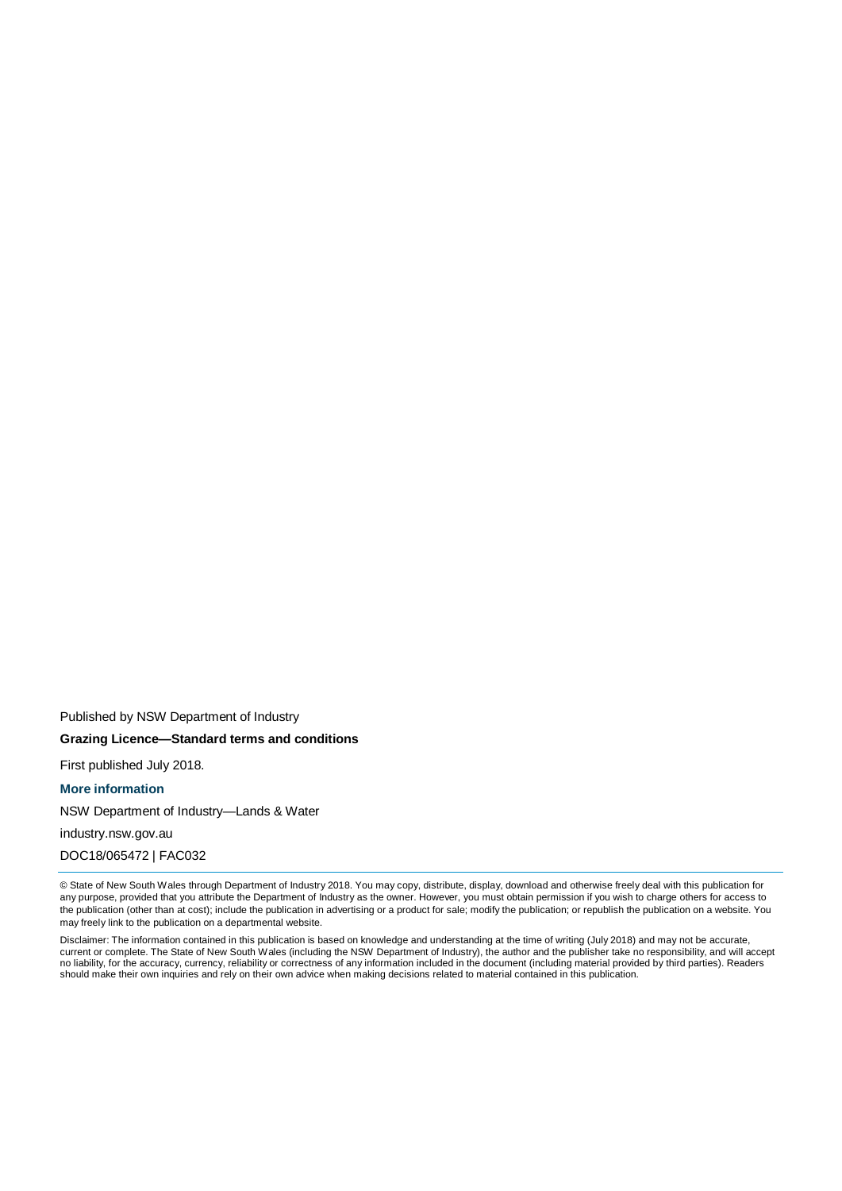Published by NSW Department of Industry

**Grazing Licence—Standard terms and conditions**

First published July 2018.

**More information**

NSW Department of Industry—Lands & Water

industry.nsw.gov.au

DOC18/065472 | FAC032

---

© State of New South Wales through Department of Industry 2018. You may copy, distribute, display, download and otherwise freely deal with this publication for any purpose, provided that you attribute the Department of Industry as the owner. However, you must obtain permission if you wish to charge others for access to the publication (other than at cost); include the publication in advertising or a product for sale; modify the publication; or republish the publication on a website. You may freely link to the publication on a departmental website.

Disclaimer: The information contained in this publication is based on knowledge and understanding at the time of writing (July 2018) and may not be accurate, current or complete. The State of New South Wales (including the NSW Department of Industry), the author and the publisher take no responsibility, and will accept no liability, for the accuracy, currency, reliability or correctness of any information included in the document (including material provided by third parties). Readers should make their own inquiries and rely on their own advice when making decisions related to material contained in this publication.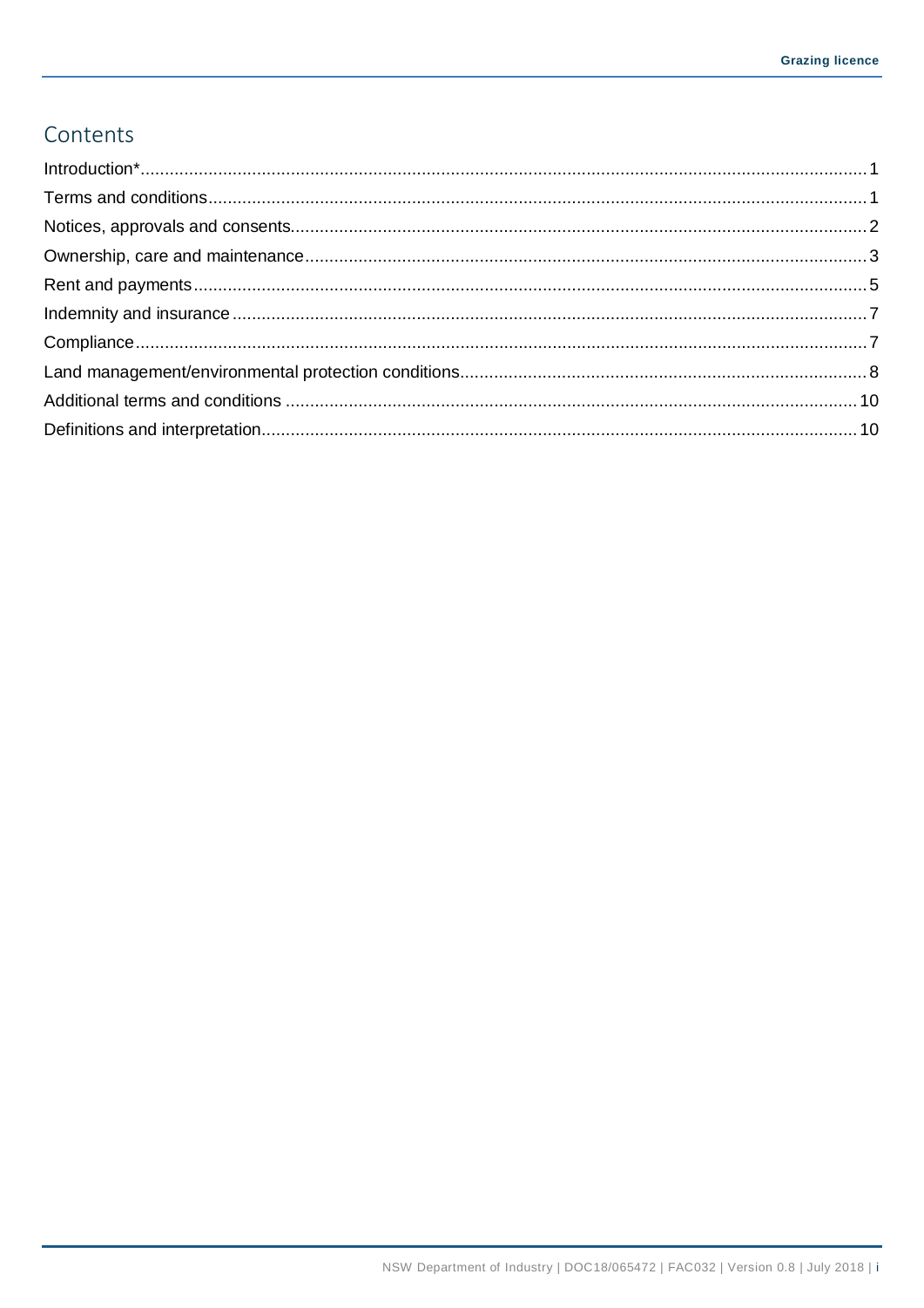# Contents

Introduction* ... 1
Terms and conditions ... 1
Notices, approvals and consents ... 2
Ownership, care and maintenance ... 3
Rent and payments ... 5
Indemnity and insurance ... 7
Compliance ... 7
Land management/environmental protection conditions ... 8
Additional terms and conditions ... 10
Definitions and interpretation ... 10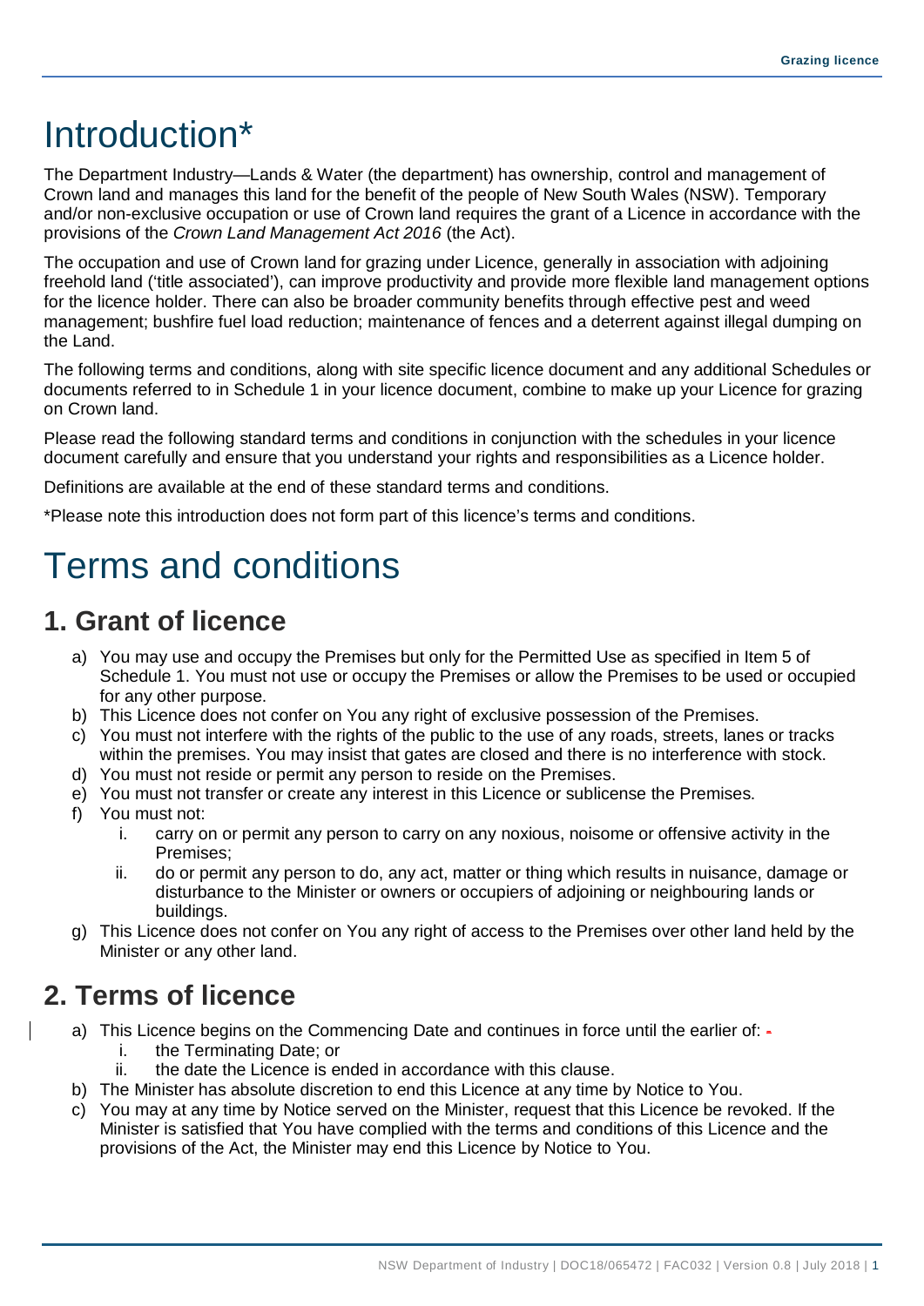# Introduction*

The Department Industry—Lands & Water (the department) has ownership, control and management of Crown land and manages this land for the benefit of the people of New South Wales (NSW). Temporary and/or non-exclusive occupation or use of Crown land requires the grant of a Licence in accordance with the provisions of the *Crown Land Management Act 2016* (the Act).

The occupation and use of Crown land for grazing under Licence, generally in association with adjoining freehold land ('title associated'), can improve productivity and provide more flexible land management options for the licence holder. There can also be broader community benefits through effective pest and weed management; bushfire fuel load reduction; maintenance of fences and a deterrent against illegal dumping on the Land.

The following terms and conditions, along with site specific licence document and any additional Schedules or documents referred to in Schedule 1 in your licence document, combine to make up your Licence for grazing on Crown land.

Please read the following standard terms and conditions in conjunction with the schedules in your licence document carefully and ensure that you understand your rights and responsibilities as a Licence holder.

Definitions are available at the end of these standard terms and conditions.

*Please note this introduction does not form part of this licence's terms and conditions.

# Terms and conditions

## 1. Grant of licence

a) You may use and occupy the Premises but only for the Permitted Use as specified in Item 5 of Schedule 1. You must not use or occupy the Premises or allow the Premises to be used or occupied for any other purpose.
b) This Licence does not confer on You any right of exclusive possession of the Premises.
c) You must not interfere with the rights of the public to the use of any roads, streets, lanes or tracks within the premises. You may insist that gates are closed and there is no interference with stock.
d) You must not reside or permit any person to reside on the Premises.
e) You must not transfer or create any interest in this Licence or sublicense the Premises.
f) You must not:
    i. carry on or permit any person to carry on any noxious, noisome or offensive activity in the Premises;
    ii. do or permit any person to do, any act, matter or thing which results in nuisance, damage or disturbance to the Minister or owners or occupiers of adjoining or neighbouring lands or buildings.
g) This Licence does not confer on You any right of access to the Premises over other land held by the Minister or any other land.

## 2. Terms of licence

a) This Licence begins on the Commencing Date and continues in force until the earlier of:
    i. the Terminating Date; or
    ii. the date the Licence is ended in accordance with this clause.
b) The Minister has absolute discretion to end this Licence at any time by Notice to You.
c) You may at any time by Notice served on the Minister, request that this Licence be revoked. If the Minister is satisfied that You have complied with the terms and conditions of this Licence and the provisions of the Act, the Minister may end this Licence by Notice to You.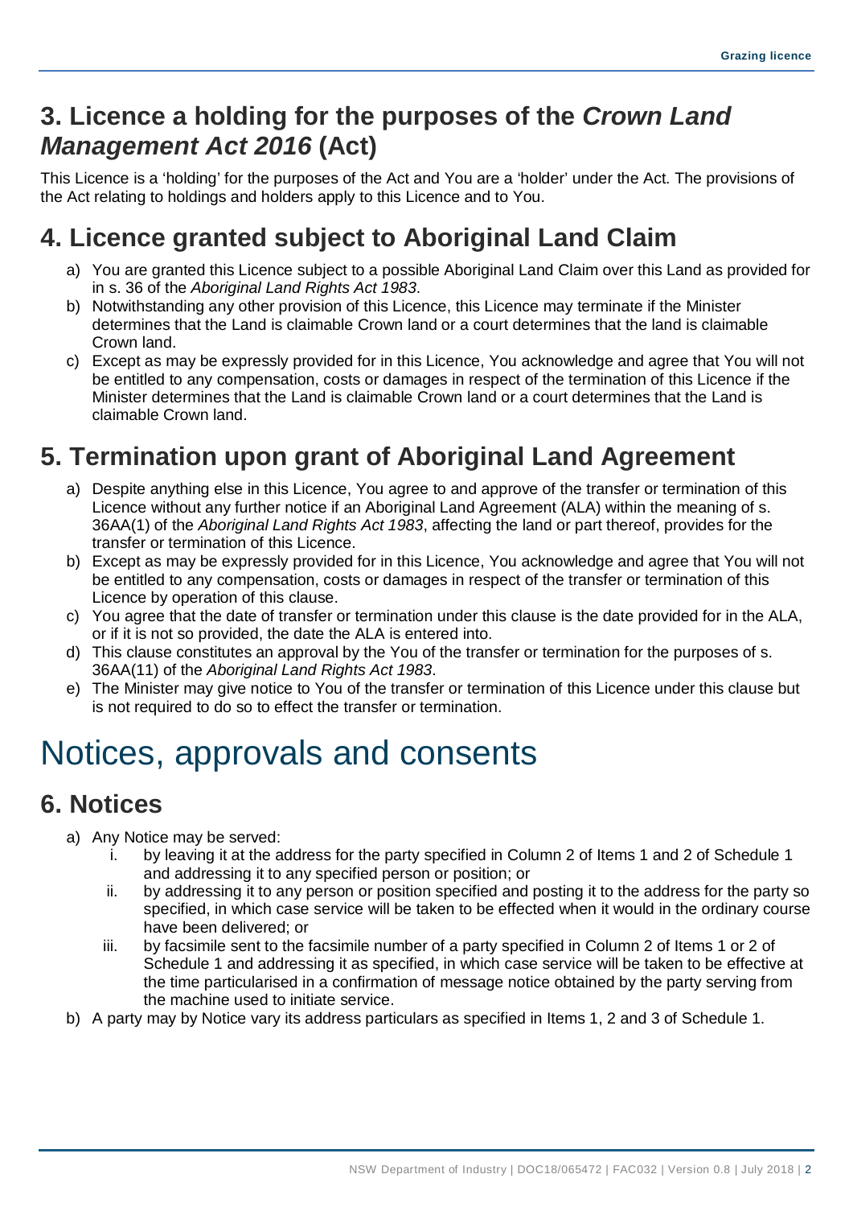## 3. Licence a holding for the purposes of the *Crown Land Management Act 2016* (Act)

This Licence is a 'holding' for the purposes of the Act and You are a 'holder' under the Act. The provisions of the Act relating to holdings and holders apply to this Licence and to You.

## 4. Licence granted subject to Aboriginal Land Claim

a) You are granted this Licence subject to a possible Aboriginal Land Claim over this Land as provided for in s. 36 of the *Aboriginal Land Rights Act 1983*.
b) Notwithstanding any other provision of this Licence, this Licence may terminate if the Minister determines that the Land is claimable Crown land or a court determines that the land is claimable Crown land.
c) Except as may be expressly provided for in this Licence, You acknowledge and agree that You will not be entitled to any compensation, costs or damages in respect of the termination of this Licence if the Minister determines that the Land is claimable Crown land or a court determines that the Land is claimable Crown land.

## 5. Termination upon grant of Aboriginal Land Agreement

a) Despite anything else in this Licence, You agree to and approve of the transfer or termination of this Licence without any further notice if an Aboriginal Land Agreement (ALA) within the meaning of s. 36AA(1) of the *Aboriginal Land Rights Act 1983*, affecting the land or part thereof, provides for the transfer or termination of this Licence.
b) Except as may be expressly provided for in this Licence, You acknowledge and agree that You will not be entitled to any compensation, costs or damages in respect of the transfer or termination of this Licence by operation of this clause.
c) You agree that the date of transfer or termination under this clause is the date provided for in the ALA, or if it is not so provided, the date the ALA is entered into.
d) This clause constitutes an approval by the You of the transfer or termination for the purposes of s. 36AA(11) of the *Aboriginal Land Rights Act 1983*.
e) The Minister may give notice to You of the transfer or termination of this Licence under this clause but is not required to do so to effect the transfer or termination.

# Notices, approvals and consents

## 6. Notices

a) Any Notice may be served:
    i. by leaving it at the address for the party specified in Column 2 of Items 1 and 2 of Schedule 1 and addressing it to any specified person or position; or
    ii. by addressing it to any person or position specified and posting it to the address for the party so specified, in which case service will be taken to be effected when it would in the ordinary course have been delivered; or
    iii. by facsimile sent to the facsimile number of a party specified in Column 2 of Items 1 or 2 of Schedule 1 and addressing it as specified, in which case service will be taken to be effective at the time particularised in a confirmation of message notice obtained by the party serving from the machine used to initiate service.
b) A party may by Notice vary its address particulars as specified in Items 1, 2 and 3 of Schedule 1.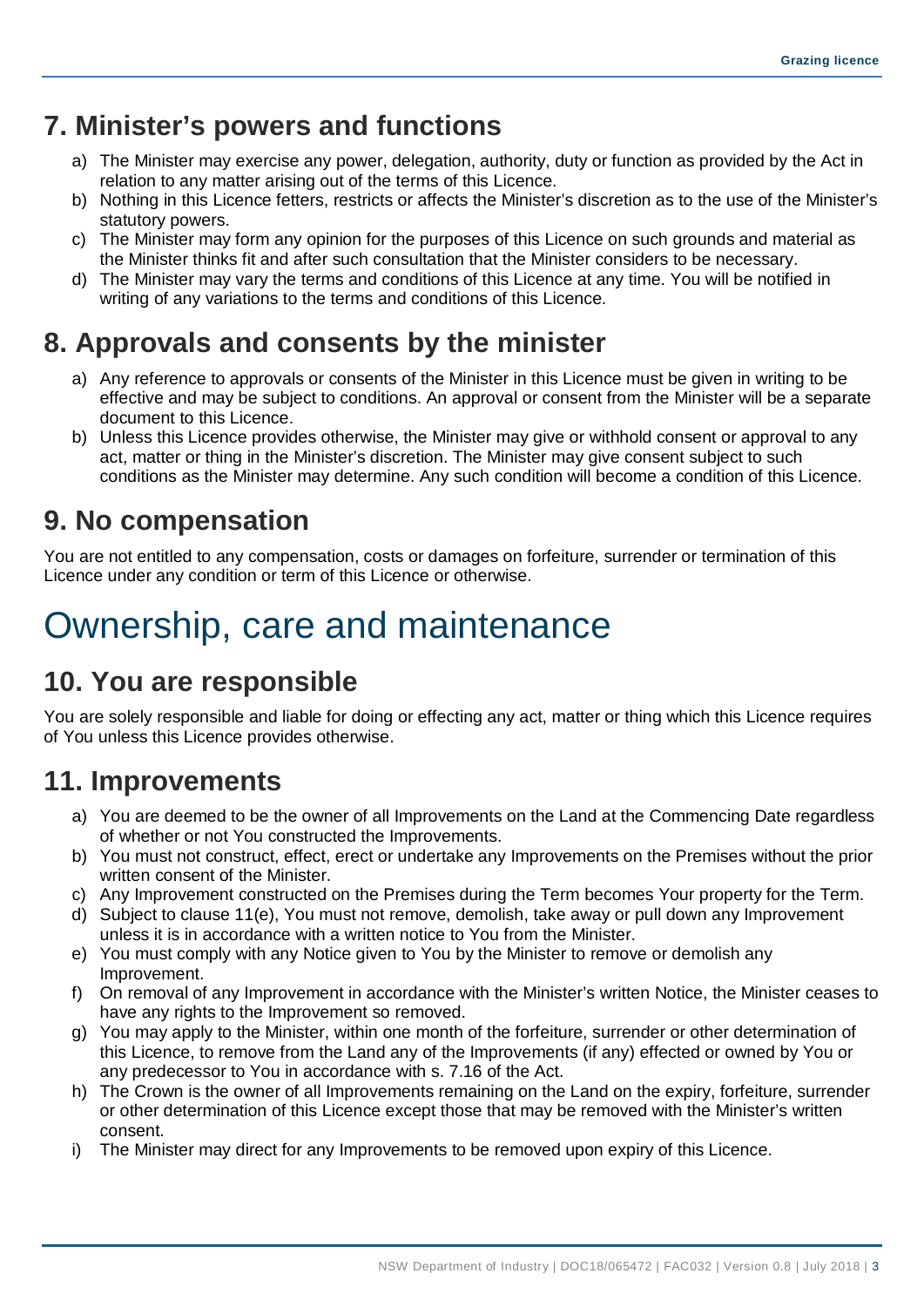## 7. Minister's powers and functions

a) The Minister may exercise any power, delegation, authority, duty or function as provided by the Act in relation to any matter arising out of the terms of this Licence.
b) Nothing in this Licence fetters, restricts or affects the Minister's discretion as to the use of the Minister's statutory powers.
c) The Minister may form any opinion for the purposes of this Licence on such grounds and material as the Minister thinks fit and after such consultation that the Minister considers to be necessary.
d) The Minister may vary the terms and conditions of this Licence at any time. You will be notified in writing of any variations to the terms and conditions of this Licence.

## 8. Approvals and consents by the minister

a) Any reference to approvals or consents of the Minister in this Licence must be given in writing to be effective and may be subject to conditions. An approval or consent from the Minister will be a separate document to this Licence.
b) Unless this Licence provides otherwise, the Minister may give or withhold consent or approval to any act, matter or thing in the Minister's discretion. The Minister may give consent subject to such conditions as the Minister may determine. Any such condition will become a condition of this Licence.

## 9. No compensation

You are not entitled to any compensation, costs or damages on forfeiture, surrender or termination of this Licence under any condition or term of this Licence or otherwise.

# Ownership, care and maintenance

## 10. You are responsible

You are solely responsible and liable for doing or effecting any act, matter or thing which this Licence requires of You unless this Licence provides otherwise.

## 11. Improvements

a) You are deemed to be the owner of all Improvements on the Land at the Commencing Date regardless of whether or not You constructed the Improvements.
b) You must not construct, effect, erect or undertake any Improvements on the Premises without the prior written consent of the Minister.
c) Any Improvement constructed on the Premises during the Term becomes Your property for the Term.
d) Subject to clause 11(e), You must not remove, demolish, take away or pull down any Improvement unless it is in accordance with a written notice to You from the Minister.
e) You must comply with any Notice given to You by the Minister to remove or demolish any Improvement.
f) On removal of any Improvement in accordance with the Minister's written Notice, the Minister ceases to have any rights to the Improvement so removed.
g) You may apply to the Minister, within one month of the forfeiture, surrender or other determination of this Licence, to remove from the Land any of the Improvements (if any) effected or owned by You or any predecessor to You in accordance with s. 7.16 of the Act.
h) The Crown is the owner of all Improvements remaining on the Land on the expiry, forfeiture, surrender or other determination of this Licence except those that may be removed with the Minister's written consent.
i) The Minister may direct for any Improvements to be removed upon expiry of this Licence.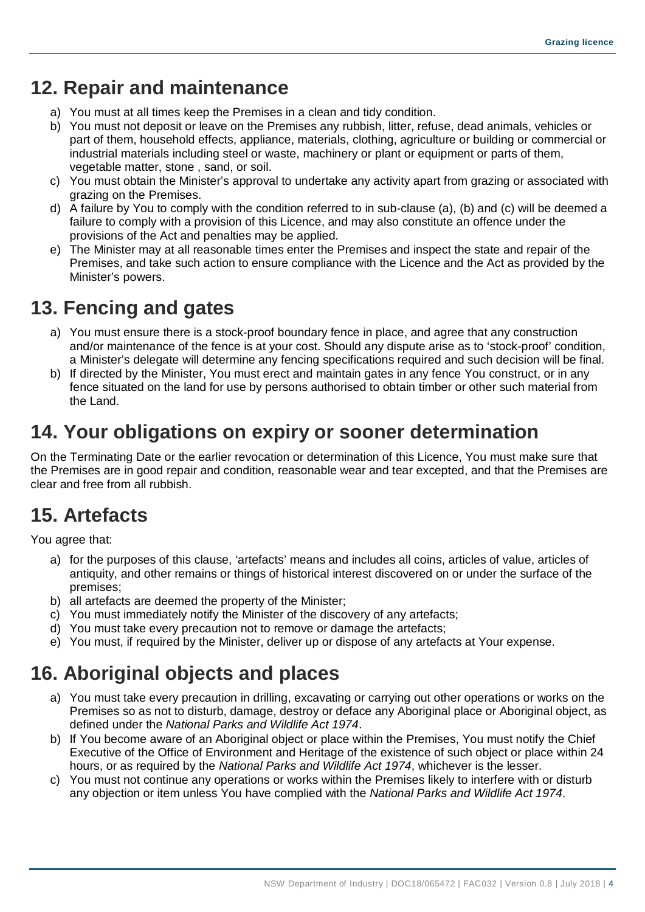## 12. Repair and maintenance

a) You must at all times keep the Premises in a clean and tidy condition.
b) You must not deposit or leave on the Premises any rubbish, litter, refuse, dead animals, vehicles or part of them, household effects, appliance, materials, clothing, agriculture or building or commercial or industrial materials including steel or waste, machinery or plant or equipment or parts of them, vegetable matter, stone , sand, or soil.
c) You must obtain the Minister's approval to undertake any activity apart from grazing or associated with grazing on the Premises.
d) A failure by You to comply with the condition referred to in sub-clause (a), (b) and (c) will be deemed a failure to comply with a provision of this Licence, and may also constitute an offence under the provisions of the Act and penalties may be applied.
e) The Minister may at all reasonable times enter the Premises and inspect the state and repair of the Premises, and take such action to ensure compliance with the Licence and the Act as provided by the Minister's powers.

## 13. Fencing and gates

a) You must ensure there is a stock-proof boundary fence in place, and agree that any construction and/or maintenance of the fence is at your cost. Should any dispute arise as to 'stock-proof' condition, a Minister's delegate will determine any fencing specifications required and such decision will be final.
b) If directed by the Minister, You must erect and maintain gates in any fence You construct, or in any fence situated on the land for use by persons authorised to obtain timber or other such material from the Land.

## 14. Your obligations on expiry or sooner determination

On the Terminating Date or the earlier revocation or determination of this Licence, You must make sure that the Premises are in good repair and condition, reasonable wear and tear excepted, and that the Premises are clear and free from all rubbish.

## 15. Artefacts

You agree that:

a) for the purposes of this clause, 'artefacts' means and includes all coins, articles of value, articles of antiquity, and other remains or things of historical interest discovered on or under the surface of the premises;
b) all artefacts are deemed the property of the Minister;
c) You must immediately notify the Minister of the discovery of any artefacts;
d) You must take every precaution not to remove or damage the artefacts;
e) You must, if required by the Minister, deliver up or dispose of any artefacts at Your expense.

## 16. Aboriginal objects and places

a) You must take every precaution in drilling, excavating or carrying out other operations or works on the Premises so as not to disturb, damage, destroy or deface any Aboriginal place or Aboriginal object, as defined under the *National Parks and Wildlife Act 1974*.
b) If You become aware of an Aboriginal object or place within the Premises, You must notify the Chief Executive of the Office of Environment and Heritage of the existence of such object or place within 24 hours, or as required by the *National Parks and Wildlife Act 1974*, whichever is the lesser.
c) You must not continue any operations or works within the Premises likely to interfere with or disturb any objection or item unless You have complied with the *National Parks and Wildlife Act 1974*.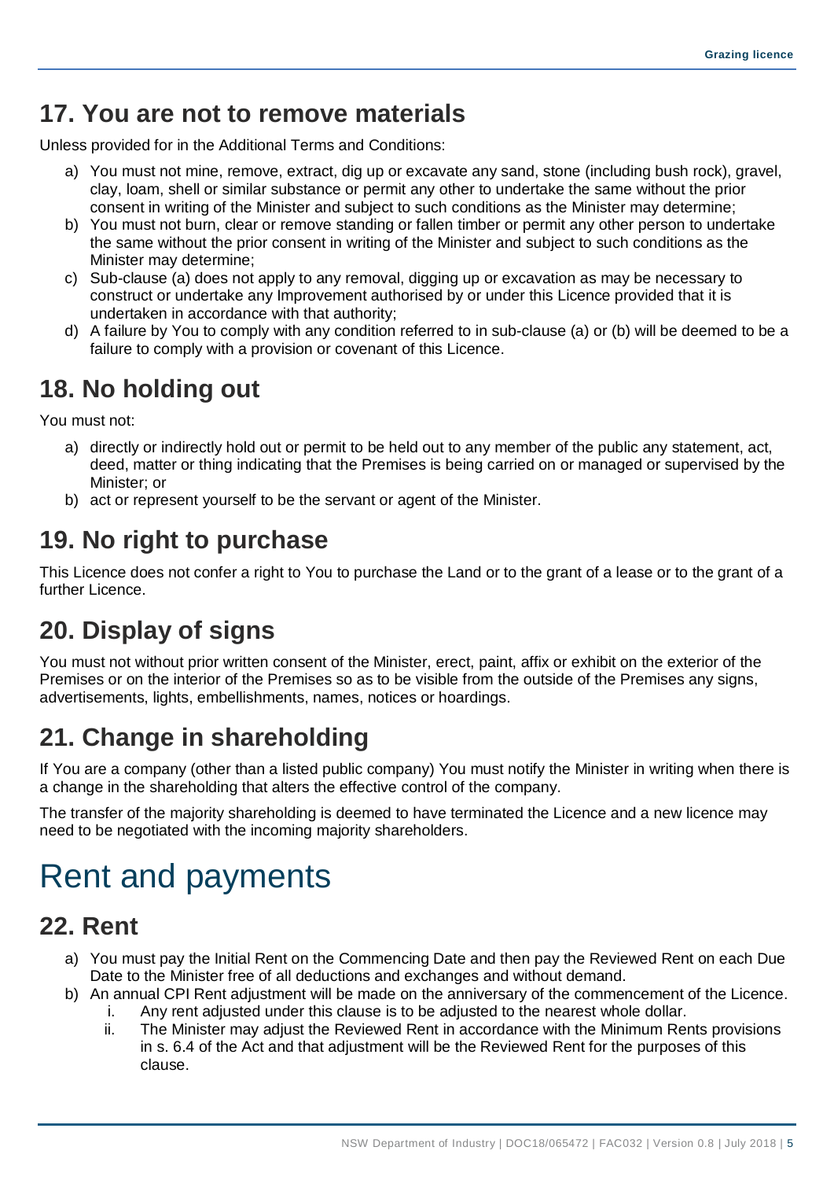## 17. You are not to remove materials

Unless provided for in the Additional Terms and Conditions:

a) You must not mine, remove, extract, dig up or excavate any sand, stone (including bush rock), gravel, clay, loam, shell or similar substance or permit any other to undertake the same without the prior consent in writing of the Minister and subject to such conditions as the Minister may determine;
b) You must not burn, clear or remove standing or fallen timber or permit any other person to undertake the same without the prior consent in writing of the Minister and subject to such conditions as the Minister may determine;
c) Sub-clause (a) does not apply to any removal, digging up or excavation as may be necessary to construct or undertake any Improvement authorised by or under this Licence provided that it is undertaken in accordance with that authority;
d) A failure by You to comply with any condition referred to in sub-clause (a) or (b) will be deemed to be a failure to comply with a provision or covenant of this Licence.

## 18. No holding out

You must not:

a) directly or indirectly hold out or permit to be held out to any member of the public any statement, act, deed, matter or thing indicating that the Premises is being carried on or managed or supervised by the Minister; or
b) act or represent yourself to be the servant or agent of the Minister.

## 19. No right to purchase

This Licence does not confer a right to You to purchase the Land or to the grant of a lease or to the grant of a further Licence.

## 20. Display of signs

You must not without prior written consent of the Minister, erect, paint, affix or exhibit on the exterior of the Premises or on the interior of the Premises so as to be visible from the outside of the Premises any signs, advertisements, lights, embellishments, names, notices or hoardings.

## 21. Change in shareholding

If You are a company (other than a listed public company) You must notify the Minister in writing when there is a change in the shareholding that alters the effective control of the company.

The transfer of the majority shareholding is deemed to have terminated the Licence and a new licence may need to be negotiated with the incoming majority shareholders.

# Rent and payments

## 22. Rent

a) You must pay the Initial Rent on the Commencing Date and then pay the Reviewed Rent on each Due Date to the Minister free of all deductions and exchanges and without demand.
b) An annual CPI Rent adjustment will be made on the anniversary of the commencement of the Licence.
    i. Any rent adjusted under this clause is to be adjusted to the nearest whole dollar.
    ii. The Minister may adjust the Reviewed Rent in accordance with the Minimum Rents provisions in s. 6.4 of the Act and that adjustment will be the Reviewed Rent for the purposes of this clause.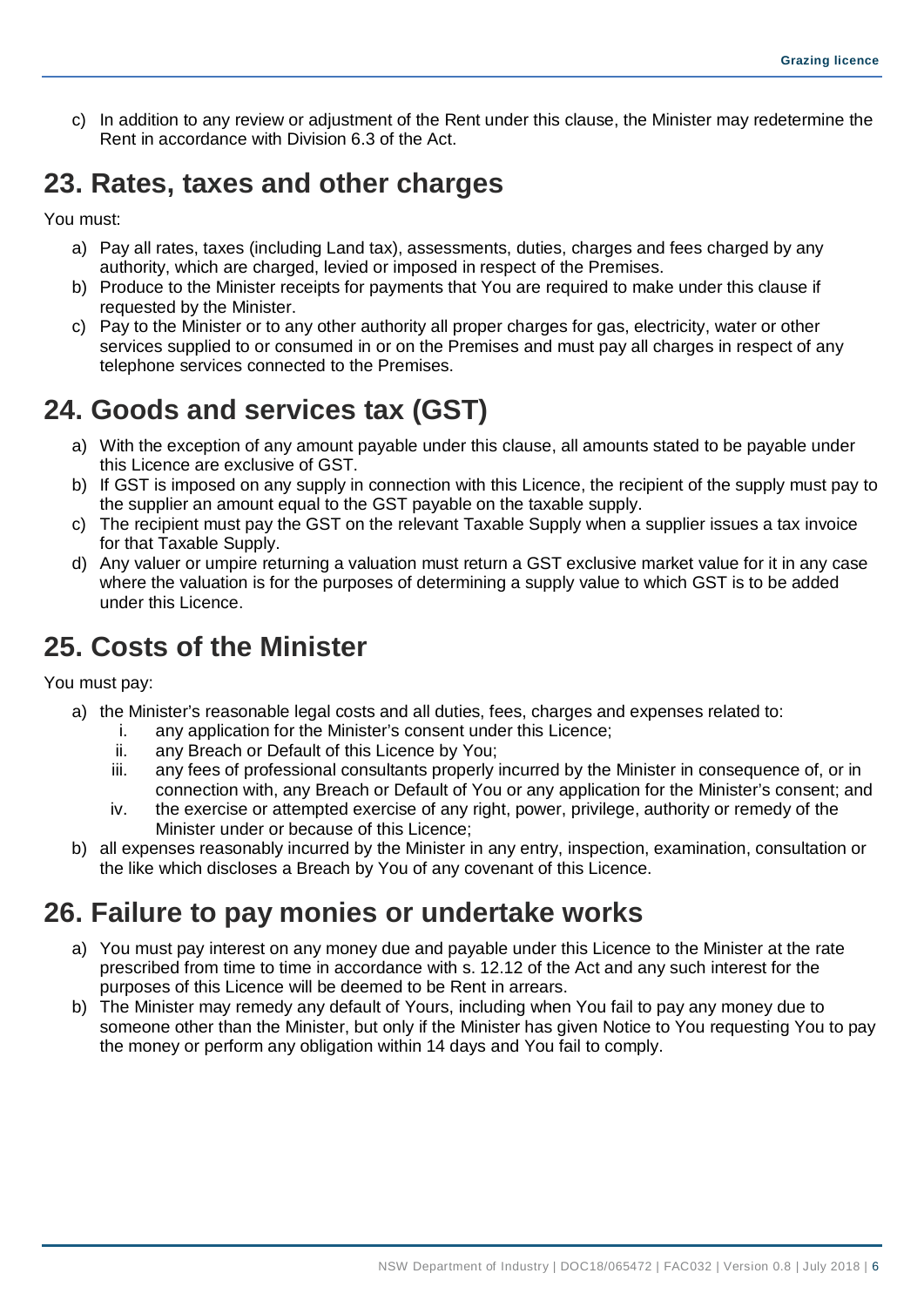c) In addition to any review or adjustment of the Rent under this clause, the Minister may redetermine the Rent in accordance with Division 6.3 of the Act.

## 23. Rates, taxes and other charges

You must:

a) Pay all rates, taxes (including Land tax), assessments, duties, charges and fees charged by any authority, which are charged, levied or imposed in respect of the Premises.
b) Produce to the Minister receipts for payments that You are required to make under this clause if requested by the Minister.
c) Pay to the Minister or to any other authority all proper charges for gas, electricity, water or other services supplied to or consumed in or on the Premises and must pay all charges in respect of any telephone services connected to the Premises.

## 24. Goods and services tax (GST)

a) With the exception of any amount payable under this clause, all amounts stated to be payable under this Licence are exclusive of GST.
b) If GST is imposed on any supply in connection with this Licence, the recipient of the supply must pay to the supplier an amount equal to the GST payable on the taxable supply.
c) The recipient must pay the GST on the relevant Taxable Supply when a supplier issues a tax invoice for that Taxable Supply.
d) Any valuer or umpire returning a valuation must return a GST exclusive market value for it in any case where the valuation is for the purposes of determining a supply value to which GST is to be added under this Licence.

## 25. Costs of the Minister

You must pay:

a) the Minister's reasonable legal costs and all duties, fees, charges and expenses related to:
    i. any application for the Minister's consent under this Licence;
    ii. any Breach or Default of this Licence by You;
    iii. any fees of professional consultants properly incurred by the Minister in consequence of, or in connection with, any Breach or Default of You or any application for the Minister's consent; and
    iv. the exercise or attempted exercise of any right, power, privilege, authority or remedy of the Minister under or because of this Licence;
b) all expenses reasonably incurred by the Minister in any entry, inspection, examination, consultation or the like which discloses a Breach by You of any covenant of this Licence.

## 26. Failure to pay monies or undertake works

a) You must pay interest on any money due and payable under this Licence to the Minister at the rate prescribed from time to time in accordance with s. 12.12 of the Act and any such interest for the purposes of this Licence will be deemed to be Rent in arrears.
b) The Minister may remedy any default of Yours, including when You fail to pay any money due to someone other than the Minister, but only if the Minister has given Notice to You requesting You to pay the money or perform any obligation within 14 days and You fail to comply.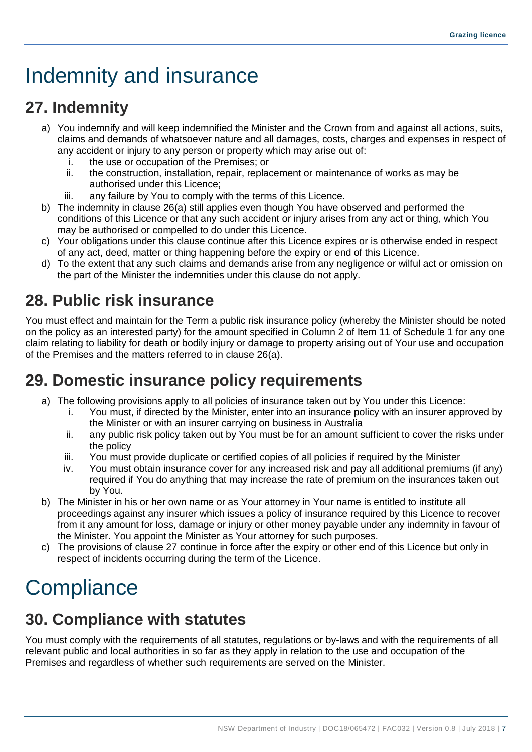# Indemnity and insurance

## 27. Indemnity

a) You indemnify and will keep indemnified the Minister and the Crown from and against all actions, suits, claims and demands of whatsoever nature and all damages, costs, charges and expenses in respect of any accident or injury to any person or property which may arise out of:
   i. the use or occupation of the Premises; or
   ii. the construction, installation, repair, replacement or maintenance of works as may be authorised under this Licence;
   iii. any failure by You to comply with the terms of this Licence.

b) The indemnity in clause 26(a) still applies even though You have observed and performed the conditions of this Licence or that any such accident or injury arises from any act or thing, which You may be authorised or compelled to do under this Licence.

c) Your obligations under this clause continue after this Licence expires or is otherwise ended in respect of any act, deed, matter or thing happening before the expiry or end of this Licence.

d) To the extent that any such claims and demands arise from any negligence or wilful act or omission on the part of the Minister the indemnities under this clause do not apply.

## 28. Public risk insurance

You must effect and maintain for the Term a public risk insurance policy (whereby the Minister should be noted on the policy as an interested party) for the amount specified in Column 2 of Item 11 of Schedule 1 for any one claim relating to liability for death or bodily injury or damage to property arising out of Your use and occupation of the Premises and the matters referred to in clause 26(a).

## 29. Domestic insurance policy requirements

a) The following provisions apply to all policies of insurance taken out by You under this Licence:
   i. You must, if directed by the Minister, enter into an insurance policy with an insurer approved by the Minister or with an insurer carrying on business in Australia
   ii. any public risk policy taken out by You must be for an amount sufficient to cover the risks under the policy
   iii. You must provide duplicate or certified copies of all policies if required by the Minister
   iv. You must obtain insurance cover for any increased risk and pay all additional premiums (if any) required if You do anything that may increase the rate of premium on the insurances taken out by You.

b) The Minister in his or her own name or as Your attorney in Your name is entitled to institute all proceedings against any insurer which issues a policy of insurance required by this Licence to recover from it any amount for loss, damage or injury or other money payable under any indemnity in favour of the Minister. You appoint the Minister as Your attorney for such purposes.

c) The provisions of clause 27 continue in force after the expiry or other end of this Licence but only in respect of incidents occurring during the term of the Licence.

# Compliance

## 30. Compliance with statutes

You must comply with the requirements of all statutes, regulations or by-laws and with the requirements of all relevant public and local authorities in so far as they apply in relation to the use and occupation of the Premises and regardless of whether such requirements are served on the Minister.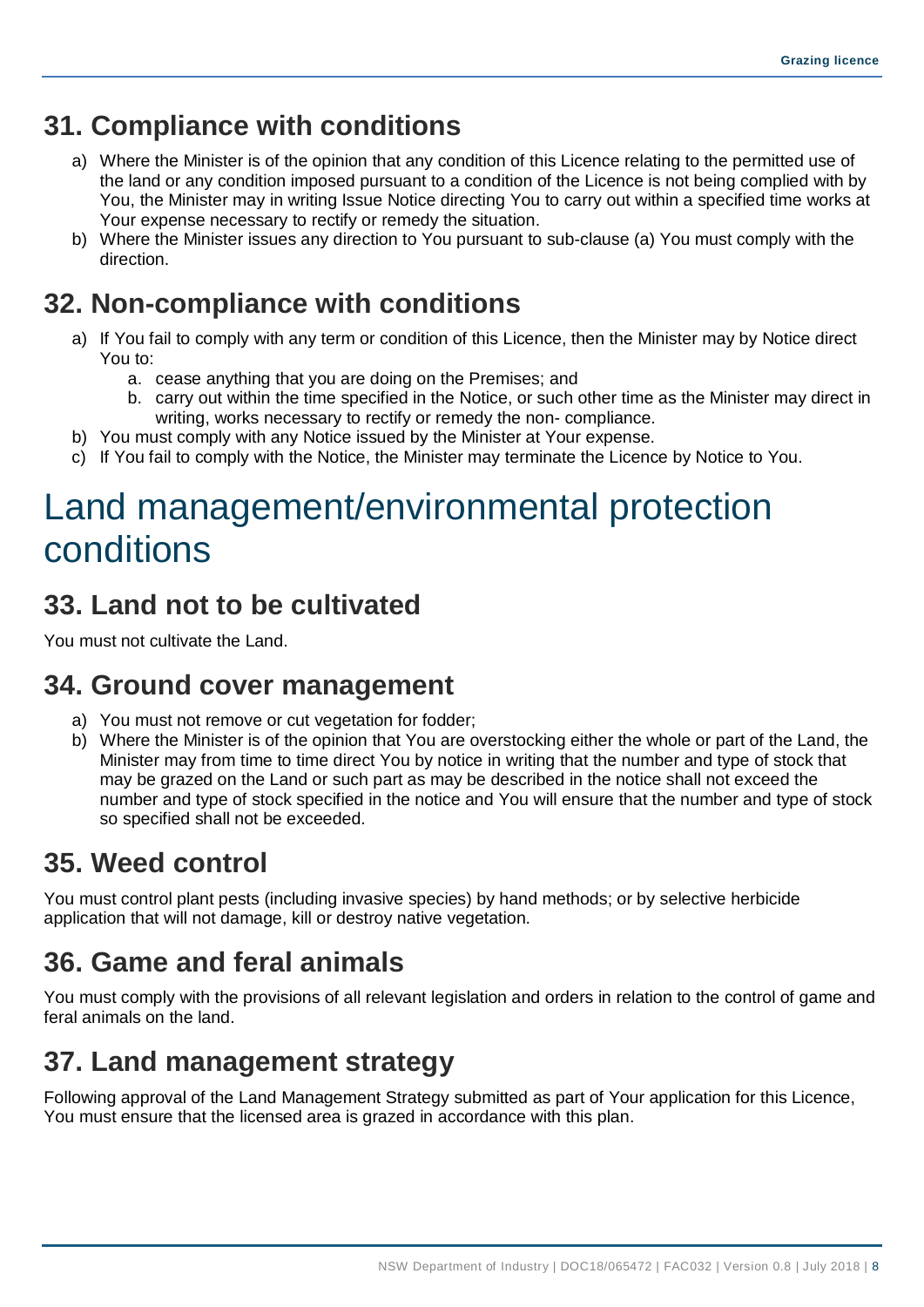## 31. Compliance with conditions

a) Where the Minister is of the opinion that any condition of this Licence relating to the permitted use of the land or any condition imposed pursuant to a condition of the Licence is not being complied with by You, the Minister may in writing Issue Notice directing You to carry out within a specified time works at Your expense necessary to rectify or remedy the situation.

b) Where the Minister issues any direction to You pursuant to sub-clause (a) You must comply with the direction.

## 32. Non-compliance with conditions

a) If You fail to comply with any term or condition of this Licence, then the Minister may by Notice direct You to:

   a. cease anything that you are doing on the Premises; and

   b. carry out within the time specified in the Notice, or such other time as the Minister may direct in writing, works necessary to rectify or remedy the non- compliance.

b) You must comply with any Notice issued by the Minister at Your expense.

c) If You fail to comply with the Notice, the Minister may terminate the Licence by Notice to You.

# Land management/environmental protection conditions

## 33. Land not to be cultivated

You must not cultivate the Land.

## 34. Ground cover management

a) You must not remove or cut vegetation for fodder;

b) Where the Minister is of the opinion that You are overstocking either the whole or part of the Land, the Minister may from time to time direct You by notice in writing that the number and type of stock that may be grazed on the Land or such part as may be described in the notice shall not exceed the number and type of stock specified in the notice and You will ensure that the number and type of stock so specified shall not be exceeded.

## 35. Weed control

You must control plant pests (including invasive species) by hand methods; or by selective herbicide application that will not damage, kill or destroy native vegetation.

## 36. Game and feral animals

You must comply with the provisions of all relevant legislation and orders in relation to the control of game and feral animals on the land.

## 37. Land management strategy

Following approval of the Land Management Strategy submitted as part of Your application for this Licence, You must ensure that the licensed area is grazed in accordance with this plan.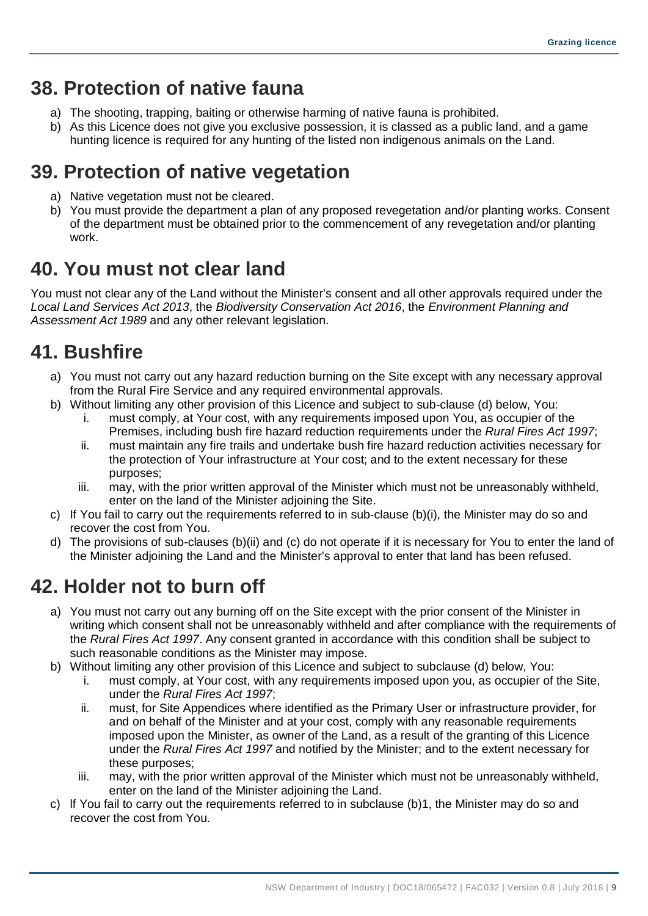## 38. Protection of native fauna

a) The shooting, trapping, baiting or otherwise harming of native fauna is prohibited.
b) As this Licence does not give you exclusive possession, it is classed as a public land, and a game hunting licence is required for any hunting of the listed non indigenous animals on the Land.

## 39. Protection of native vegetation

a) Native vegetation must not be cleared.
b) You must provide the department a plan of any proposed revegetation and/or planting works. Consent of the department must be obtained prior to the commencement of any revegetation and/or planting work.

## 40. You must not clear land

You must not clear any of the Land without the Minister's consent and all other approvals required under the *Local Land Services Act 2013*, the *Biodiversity Conservation Act 2016*, the *Environment Planning and Assessment Act 1989* and any other relevant legislation.

## 41. Bushfire

a) You must not carry out any hazard reduction burning on the Site except with any necessary approval from the Rural Fire Service and any required environmental approvals.
b) Without limiting any other provision of this Licence and subject to sub-clause (d) below, You:
   i. must comply, at Your cost, with any requirements imposed upon You, as occupier of the Premises, including bush fire hazard reduction requirements under the *Rural Fires Act 1997*;
   ii. must maintain any fire trails and undertake bush fire hazard reduction activities necessary for the protection of Your infrastructure at Your cost; and to the extent necessary for these purposes;
   iii. may, with the prior written approval of the Minister which must not be unreasonably withheld, enter on the land of the Minister adjoining the Site.
c) If You fail to carry out the requirements referred to in sub-clause (b)(i), the Minister may do so and recover the cost from You.
d) The provisions of sub-clauses (b)(ii) and (c) do not operate if it is necessary for You to enter the land of the Minister adjoining the Land and the Minister's approval to enter that land has been refused.

## 42. Holder not to burn off

a) You must not carry out any burning off on the Site except with the prior consent of the Minister in writing which consent shall not be unreasonably withheld and after compliance with the requirements of the *Rural Fires Act 1997*. Any consent granted in accordance with this condition shall be subject to such reasonable conditions as the Minister may impose.
b) Without limiting any other provision of this Licence and subject to subclause (d) below, You:
   i. must comply, at Your cost, with any requirements imposed upon you, as occupier of the Site, under the *Rural Fires Act 1997*;
   ii. must, for Site Appendices where identified as the Primary User or infrastructure provider, for and on behalf of the Minister and at your cost, comply with any reasonable requirements imposed upon the Minister, as owner of the Land, as a result of the granting of this Licence under the *Rural Fires Act 1997* and notified by the Minister; and to the extent necessary for these purposes;
   iii. may, with the prior written approval of the Minister which must not be unreasonably withheld, enter on the land of the Minister adjoining the Land.
c) If You fail to carry out the requirements referred to in subclause (b)1, the Minister may do so and recover the cost from You.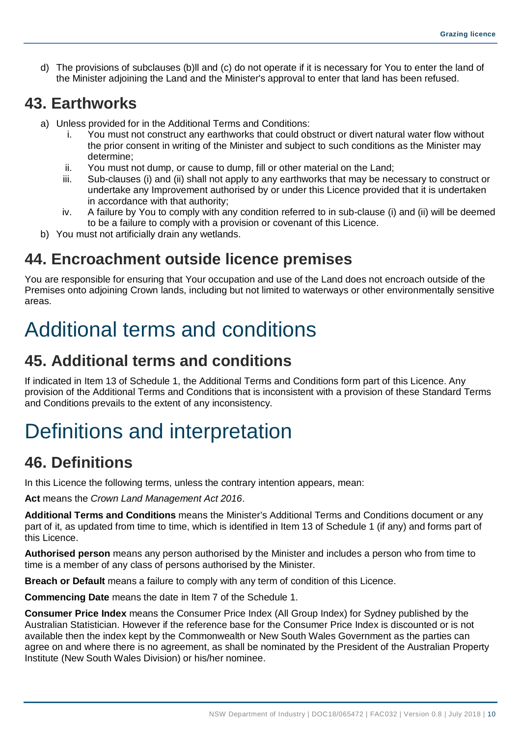d) The provisions of subclauses (b)ll and (c) do not operate if it is necessary for You to enter the land of the Minister adjoining the Land and the Minister's approval to enter that land has been refused.

## 43. Earthworks

a) Unless provided for in the Additional Terms and Conditions:
   i. You must not construct any earthworks that could obstruct or divert natural water flow without the prior consent in writing of the Minister and subject to such conditions as the Minister may determine;
   ii. You must not dump, or cause to dump, fill or other material on the Land;
   iii. Sub-clauses (i) and (ii) shall not apply to any earthworks that may be necessary to construct or undertake any Improvement authorised by or under this Licence provided that it is undertaken in accordance with that authority;
   iv. A failure by You to comply with any condition referred to in sub-clause (i) and (ii) will be deemed to be a failure to comply with a provision or covenant of this Licence.

b) You must not artificially drain any wetlands.

## 44. Encroachment outside licence premises

You are responsible for ensuring that Your occupation and use of the Land does not encroach outside of the Premises onto adjoining Crown lands, including but not limited to waterways or other environmentally sensitive areas.

# Additional terms and conditions

## 45. Additional terms and conditions

If indicated in Item 13 of Schedule 1, the Additional Terms and Conditions form part of this Licence. Any provision of the Additional Terms and Conditions that is inconsistent with a provision of these Standard Terms and Conditions prevails to the extent of any inconsistency.

# Definitions and interpretation

## 46. Definitions

In this Licence the following terms, unless the contrary intention appears, mean:

**Act** means the *Crown Land Management Act 2016*.

**Additional Terms and Conditions** means the Minister's Additional Terms and Conditions document or any part of it, as updated from time to time, which is identified in Item 13 of Schedule 1 (if any) and forms part of this Licence.

**Authorised person** means any person authorised by the Minister and includes a person who from time to time is a member of any class of persons authorised by the Minister.

**Breach or Default** means a failure to comply with any term of condition of this Licence.

**Commencing Date** means the date in Item 7 of the Schedule 1.

**Consumer Price Index** means the Consumer Price Index (All Group Index) for Sydney published by the Australian Statistician. However if the reference base for the Consumer Price Index is discounted or is not available then the index kept by the Commonwealth or New South Wales Government as the parties can agree on and where there is no agreement, as shall be nominated by the President of the Australian Property Institute (New South Wales Division) or his/her nominee.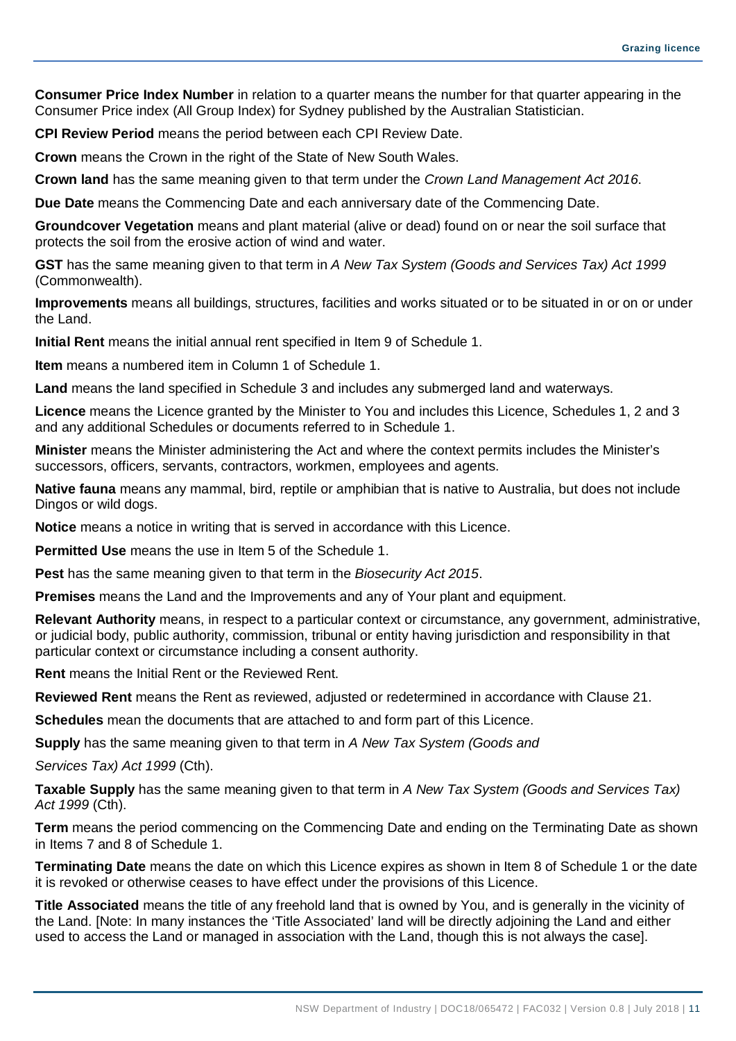**Consumer Price Index Number** in relation to a quarter means the number for that quarter appearing in the Consumer Price index (All Group Index) for Sydney published by the Australian Statistician.

**CPI Review Period** means the period between each CPI Review Date.

**Crown** means the Crown in the right of the State of New South Wales.

**Crown land** has the same meaning given to that term under the *Crown Land Management Act 2016*.

**Due Date** means the Commencing Date and each anniversary date of the Commencing Date.

**Groundcover Vegetation** means and plant material (alive or dead) found on or near the soil surface that protects the soil from the erosive action of wind and water.

**GST** has the same meaning given to that term in *A New Tax System (Goods and Services Tax) Act 1999* (Commonwealth).

**Improvements** means all buildings, structures, facilities and works situated or to be situated in or on or under the Land.

**Initial Rent** means the initial annual rent specified in Item 9 of Schedule 1.

**Item** means a numbered item in Column 1 of Schedule 1.

**Land** means the land specified in Schedule 3 and includes any submerged land and waterways.

**Licence** means the Licence granted by the Minister to You and includes this Licence, Schedules 1, 2 and 3 and any additional Schedules or documents referred to in Schedule 1.

**Minister** means the Minister administering the Act and where the context permits includes the Minister's successors, officers, servants, contractors, workmen, employees and agents.

**Native fauna** means any mammal, bird, reptile or amphibian that is native to Australia, but does not include Dingos or wild dogs.

**Notice** means a notice in writing that is served in accordance with this Licence.

**Permitted Use** means the use in Item 5 of the Schedule 1.

**Pest** has the same meaning given to that term in the *Biosecurity Act 2015*.

**Premises** means the Land and the Improvements and any of Your plant and equipment.

**Relevant Authority** means, in respect to a particular context or circumstance, any government, administrative, or judicial body, public authority, commission, tribunal or entity having jurisdiction and responsibility in that particular context or circumstance including a consent authority.

**Rent** means the Initial Rent or the Reviewed Rent.

**Reviewed Rent** means the Rent as reviewed, adjusted or redetermined in accordance with Clause 21.

**Schedules** mean the documents that are attached to and form part of this Licence.

**Supply** has the same meaning given to that term in *A New Tax System (Goods and Services Tax) Act 1999* (Cth).

**Taxable Supply** has the same meaning given to that term in *A New Tax System (Goods and Services Tax) Act 1999* (Cth).

**Term** means the period commencing on the Commencing Date and ending on the Terminating Date as shown in Items 7 and 8 of Schedule 1.

**Terminating Date** means the date on which this Licence expires as shown in Item 8 of Schedule 1 or the date it is revoked or otherwise ceases to have effect under the provisions of this Licence.

**Title Associated** means the title of any freehold land that is owned by You, and is generally in the vicinity of the Land. [Note: In many instances the 'Title Associated' land will be directly adjoining the Land and either used to access the Land or managed in association with the Land, though this is not always the case].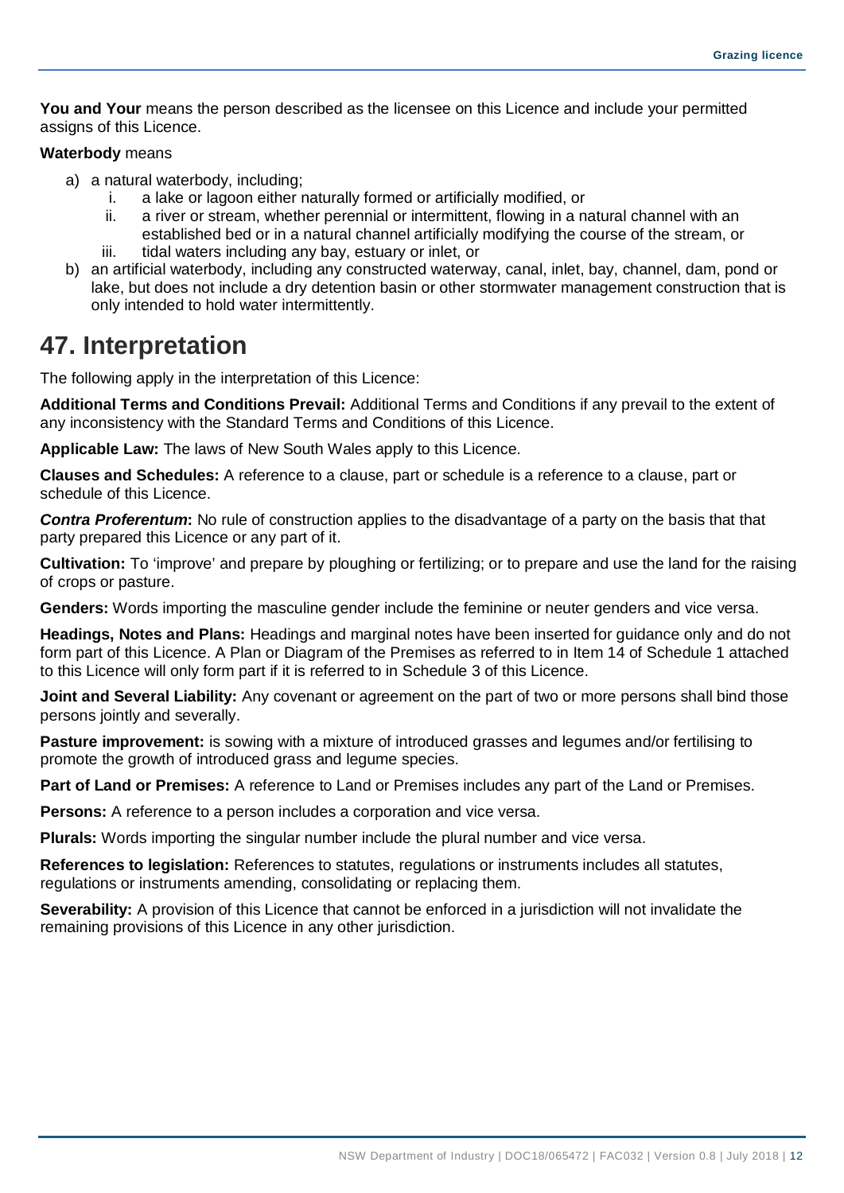**You and Your** means the person described as the licensee on this Licence and include your permitted assigns of this Licence.

**Waterbody** means

a) a natural waterbody, including;
   i. a lake or lagoon either naturally formed or artificially modified, or
   ii. a river or stream, whether perennial or intermittent, flowing in a natural channel with an established bed or in a natural channel artificially modifying the course of the stream, or
   iii. tidal waters including any bay, estuary or inlet, or
b) an artificial waterbody, including any constructed waterway, canal, inlet, bay, channel, dam, pond or lake, but does not include a dry detention basin or other stormwater management construction that is only intended to hold water intermittently.

# 47. Interpretation

The following apply in the interpretation of this Licence:

**Additional Terms and Conditions Prevail:** Additional Terms and Conditions if any prevail to the extent of any inconsistency with the Standard Terms and Conditions of this Licence.

**Applicable Law:** The laws of New South Wales apply to this Licence.

**Clauses and Schedules:** A reference to a clause, part or schedule is a reference to a clause, part or schedule of this Licence.

***Contra Proferentum*:** No rule of construction applies to the disadvantage of a party on the basis that that party prepared this Licence or any part of it.

**Cultivation:** To 'improve' and prepare by ploughing or fertilizing; or to prepare and use the land for the raising of crops or pasture.

**Genders:** Words importing the masculine gender include the feminine or neuter genders and vice versa.

**Headings, Notes and Plans:** Headings and marginal notes have been inserted for guidance only and do not form part of this Licence. A Plan or Diagram of the Premises as referred to in Item 14 of Schedule 1 attached to this Licence will only form part if it is referred to in Schedule 3 of this Licence.

**Joint and Several Liability:** Any covenant or agreement on the part of two or more persons shall bind those persons jointly and severally.

**Pasture improvement:** is sowing with a mixture of introduced grasses and legumes and/or fertilising to promote the growth of introduced grass and legume species.

**Part of Land or Premises:** A reference to Land or Premises includes any part of the Land or Premises.

**Persons:** A reference to a person includes a corporation and vice versa.

**Plurals:** Words importing the singular number include the plural number and vice versa.

**References to legislation:** References to statutes, regulations or instruments includes all statutes, regulations or instruments amending, consolidating or replacing them.

**Severability:** A provision of this Licence that cannot be enforced in a jurisdiction will not invalidate the remaining provisions of this Licence in any other jurisdiction.